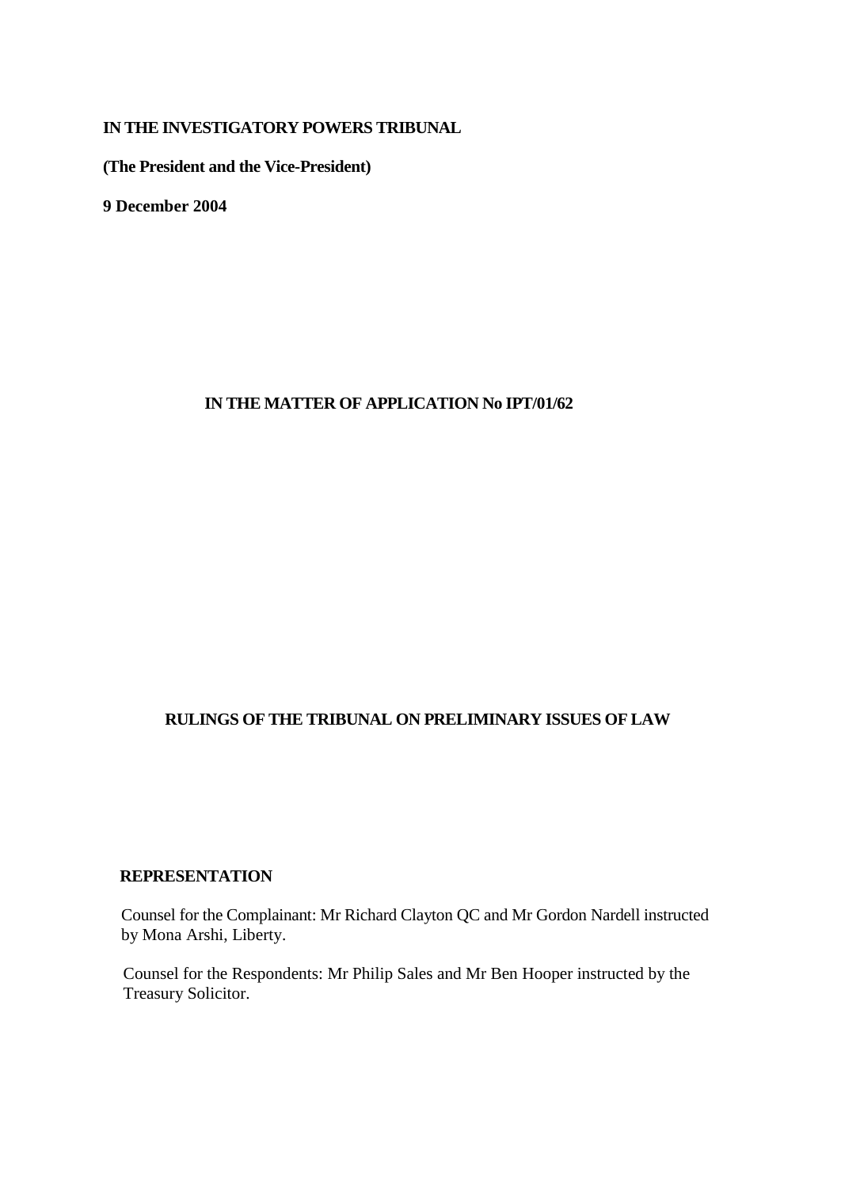**IN THE INVESTIGATORY POWERS TRIBUNAL**

**(The President and the Vice-President)**

**9 December 2004**

**IN THE MATTER OF APPLICATION No IPT/01/62**

# RULINGS OF THE TRIBUNAL ON PRELIMINARY ISSUES OF LAW

**REPRESENTATION**

Counsel for the Complainant: Mr Richard Clayton QC and Mr Gordon Nardell instructed by Mona Arshi, Liberty.

Counsel for the Respondents: Mr Philip Sales and Mr Ben Hooper instructed by the Treasury Solicitor.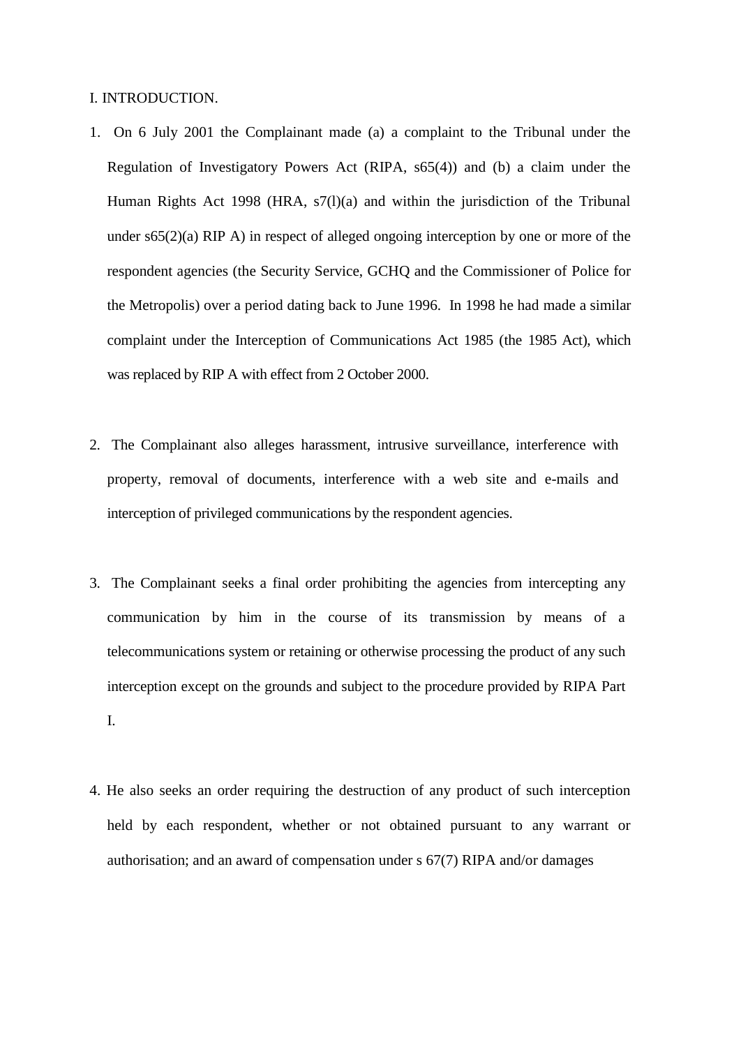I. INTRODUCTION.

1. On 6 July 2001 the Complainant made (a) a complaint to the Tribunal under the Regulation of Investigatory Powers Act (RIPA, s65(4)) and (b) a claim under the Human Rights Act 1998 (HRA, s7(l)(a) and within the jurisdiction of the Tribunal under s65(2)(a) RIP A) in respect of alleged ongoing interception by one or more of the respondent agencies (the Security Service, GCHQ and the Commissioner of Police for the Metropolis) over a period dating back to June 1996. In 1998 he had made a similar complaint under the Interception of Communications Act 1985 (the 1985 Act), which was replaced by RIP A with effect from 2 October 2000.

2. The Complainant also alleges harassment, intrusive surveillance, interference with property, removal of documents, interference with a web site and e-mails and interception of privileged communications by the respondent agencies.

3. The Complainant seeks a final order prohibiting the agencies from intercepting any communication by him in the course of its transmission by means of a telecommunications system or retaining or otherwise processing the product of any such interception except on the grounds and subject to the procedure provided by RIPA Part I.

4. He also seeks an order requiring the destruction of any product of such interception held by each respondent, whether or not obtained pursuant to any warrant or authorisation; and an award of compensation under s 67(7) RIPA and/or damages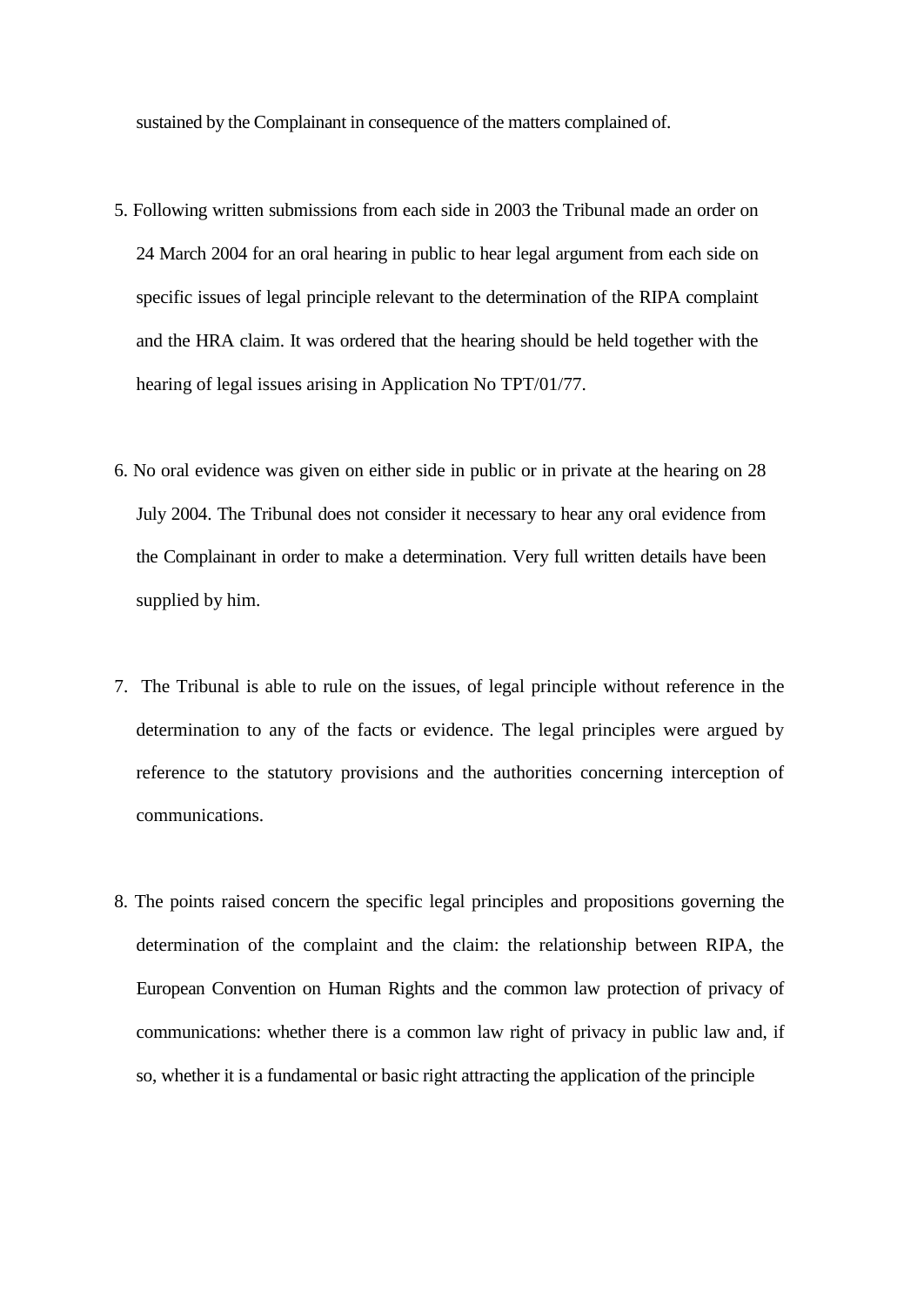sustained by the Complainant in consequence of the matters complained of.

5. Following written submissions from each side in 2003 the Tribunal made an order on 24 March 2004 for an oral hearing in public to hear legal argument from each side on specific issues of legal principle relevant to the determination of the RIPA complaint and the HRA claim. It was ordered that the hearing should be held together with the hearing of legal issues arising in Application No TPT/01/77.

6. No oral evidence was given on either side in public or in private at the hearing on 28 July 2004. The Tribunal does not consider it necessary to hear any oral evidence from the Complainant in order to make a determination. Very full written details have been supplied by him.

7. The Tribunal is able to rule on the issues, of legal principle without reference in the determination to any of the facts or evidence. The legal principles were argued by reference to the statutory provisions and the authorities concerning interception of communications.

8. The points raised concern the specific legal principles and propositions governing the determination of the complaint and the claim: the relationship between RIPA, the European Convention on Human Rights and the common law protection of privacy of communications: whether there is a common law right of privacy in public law and, if so, whether it is a fundamental or basic right attracting the application of the principle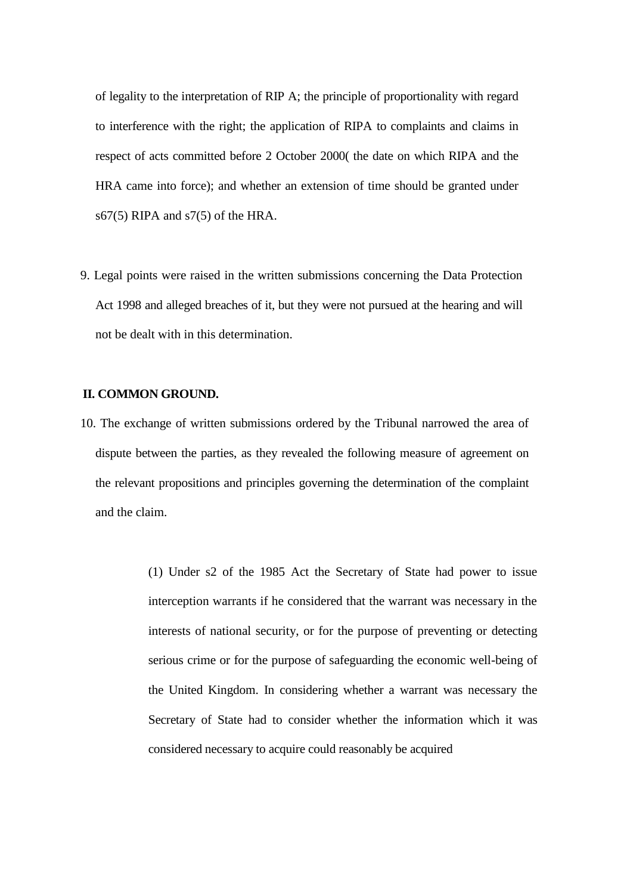of legality to the interpretation of RIP A; the principle of proportionality with regard to interference with the right; the application of RIPA to complaints and claims in respect of acts committed before 2 October 2000( the date on which RIPA and the HRA came into force); and whether an extension of time should be granted under s67(5) RIPA and s7(5) of the HRA.

9. Legal points were raised in the written submissions concerning the Data Protection Act 1998 and alleged breaches of it, but they were not pursued at the hearing and will not be dealt with in this determination.

## II. COMMON GROUND.

10. The exchange of written submissions ordered by the Tribunal narrowed the area of dispute between the parties, as they revealed the following measure of agreement on the relevant propositions and principles governing the determination of the complaint and the claim.

> (1) Under s2 of the 1985 Act the Secretary of State had power to issue interception warrants if he considered that the warrant was necessary in the interests of national security, or for the purpose of preventing or detecting serious crime or for the purpose of safeguarding the economic well-being of the United Kingdom. In considering whether a warrant was necessary the Secretary of State had to consider whether the information which it was considered necessary to acquire could reasonably be acquired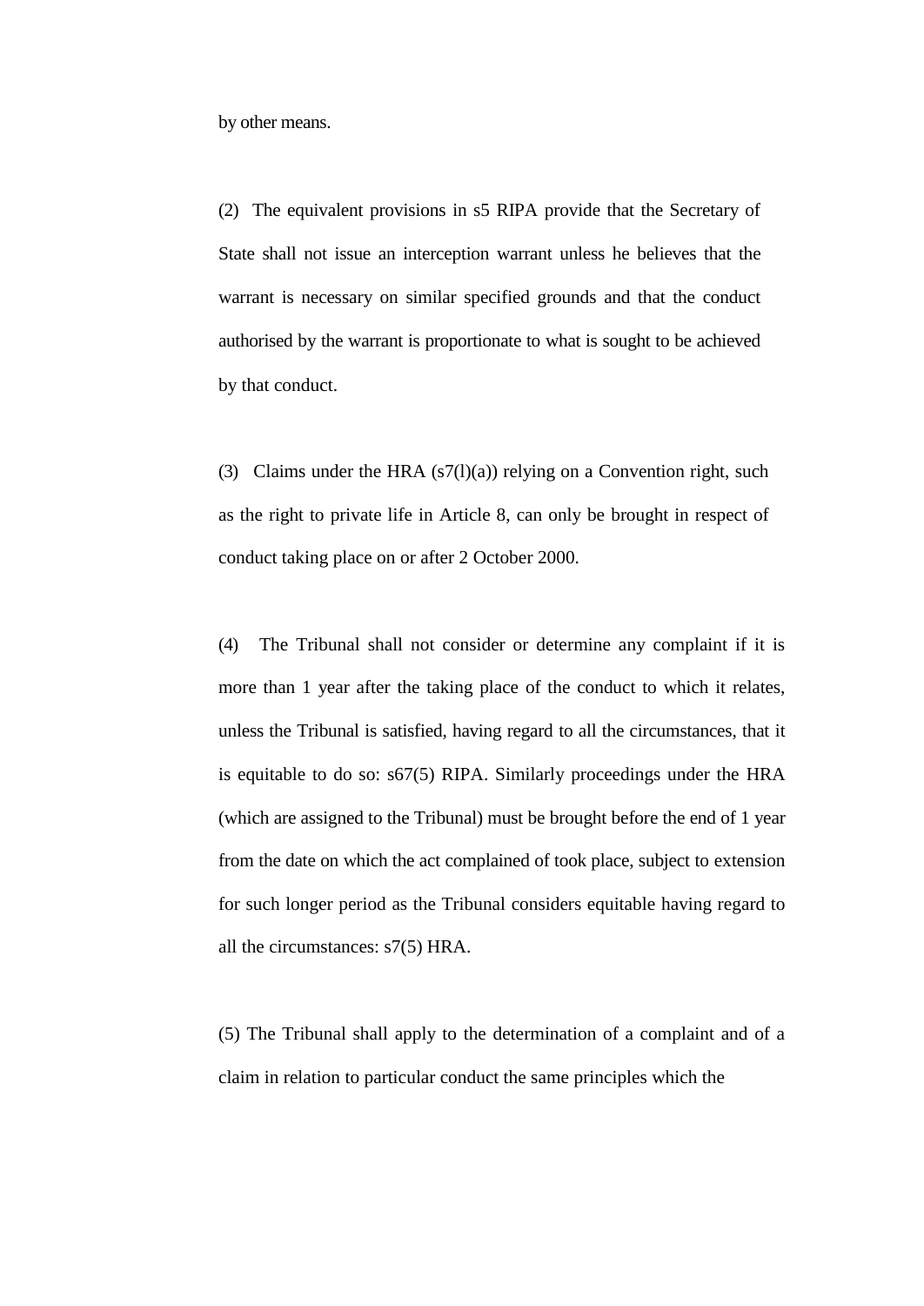by other means.

(2) The equivalent provisions in s5 RIPA provide that the Secretary of State shall not issue an interception warrant unless he believes that the warrant is necessary on similar specified grounds and that the conduct authorised by the warrant is proportionate to what is sought to be achieved by that conduct.

(3) Claims under the HRA (s7(l)(a)) relying on a Convention right, such as the right to private life in Article 8, can only be brought in respect of conduct taking place on or after 2 October 2000.

(4) The Tribunal shall not consider or determine any complaint if it is more than 1 year after the taking place of the conduct to which it relates, unless the Tribunal is satisfied, having regard to all the circumstances, that it is equitable to do so: s67(5) RIPA. Similarly proceedings under the HRA (which are assigned to the Tribunal) must be brought before the end of 1 year from the date on which the act complained of took place, subject to extension for such longer period as the Tribunal considers equitable having regard to all the circumstances: s7(5) HRA.

(5) The Tribunal shall apply to the determination of a complaint and of a claim in relation to particular conduct the same principles which the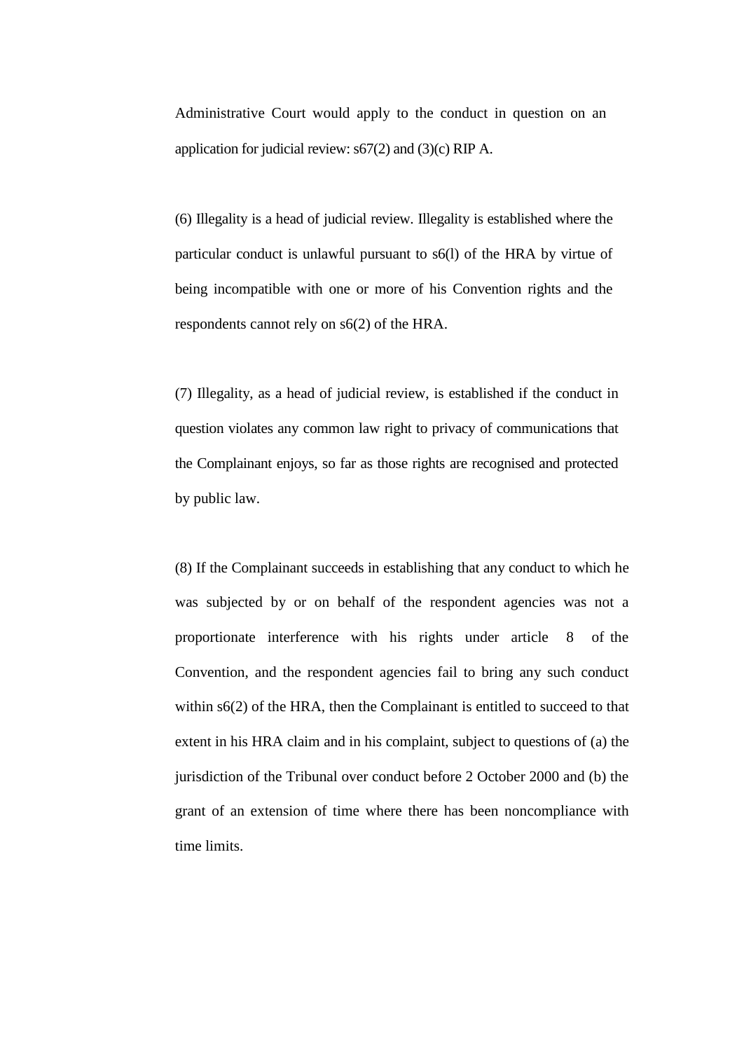Administrative Court would apply to the conduct in question on an application for judicial review: s67(2) and (3)(c) RIP A.

(6) Illegality is a head of judicial review. Illegality is established where the particular conduct is unlawful pursuant to s6(l) of the HRA by virtue of being incompatible with one or more of his Convention rights and the respondents cannot rely on s6(2) of the HRA.

(7) Illegality, as a head of judicial review, is established if the conduct in question violates any common law right to privacy of communications that the Complainant enjoys, so far as those rights are recognised and protected by public law.

(8) If the Complainant succeeds in establishing that any conduct to which he was subjected by or on behalf of the respondent agencies was not a proportionate interference with his rights under article 8 of the Convention, and the respondent agencies fail to bring any such conduct within s6(2) of the HRA, then the Complainant is entitled to succeed to that extent in his HRA claim and in his complaint, subject to questions of (a) the jurisdiction of the Tribunal over conduct before 2 October 2000 and (b) the grant of an extension of time where there has been noncompliance with time limits.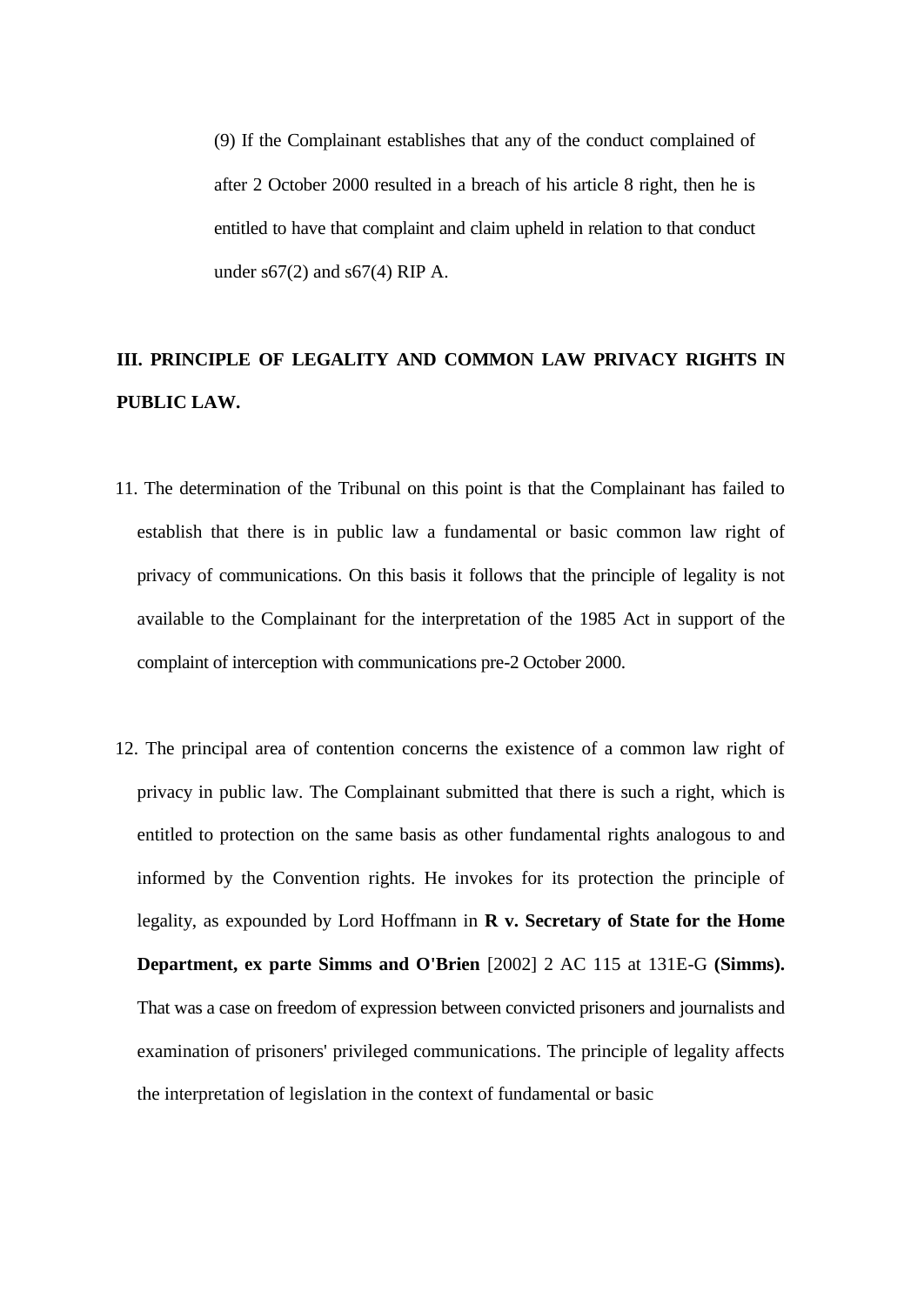(9) If the Complainant establishes that any of the conduct complained of after 2 October 2000 resulted in a breach of his article 8 right, then he is entitled to have that complaint and claim upheld in relation to that conduct under s67(2) and s67(4) RIP A.

## III. PRINCIPLE OF LEGALITY AND COMMON LAW PRIVACY RIGHTS IN PUBLIC LAW.

11. The determination of the Tribunal on this point is that the Complainant has failed to establish that there is in public law a fundamental or basic common law right of privacy of communications. On this basis it follows that the principle of legality is not available to the Complainant for the interpretation of the 1985 Act in support of the complaint of interception with communications pre-2 October 2000.

12. The principal area of contention concerns the existence of a common law right of privacy in public law. The Complainant submitted that there is such a right, which is entitled to protection on the same basis as other fundamental rights analogous to and informed by the Convention rights. He invokes for its protection the principle of legality, as expounded by Lord Hoffmann in **R v. Secretary of State for the Home Department, ex parte Simms and O'Brien** [2002] 2 AC 115 at 131E-G **(Simms).** That was a case on freedom of expression between convicted prisoners and journalists and examination of prisoners' privileged communications. The principle of legality affects the interpretation of legislation in the context of fundamental or basic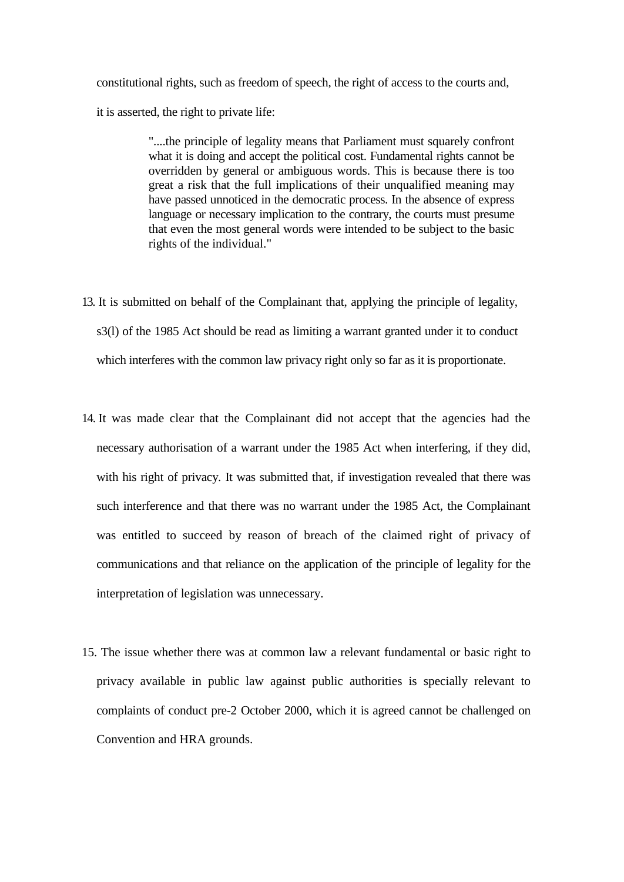constitutional rights, such as freedom of speech, the right of access to the courts and, it is asserted, the right to private life:

> "....the principle of legality means that Parliament must squarely confront what it is doing and accept the political cost. Fundamental rights cannot be overridden by general or ambiguous words. This is because there is too great a risk that the full implications of their unqualified meaning may have passed unnoticed in the democratic process. In the absence of express language or necessary implication to the contrary, the courts must presume that even the most general words were intended to be subject to the basic rights of the individual."

13. It is submitted on behalf of the Complainant that, applying the principle of legality, s3(l) of the 1985 Act should be read as limiting a warrant granted under it to conduct which interferes with the common law privacy right only so far as it is proportionate.

14. It was made clear that the Complainant did not accept that the agencies had the necessary authorisation of a warrant under the 1985 Act when interfering, if they did, with his right of privacy. It was submitted that, if investigation revealed that there was such interference and that there was no warrant under the 1985 Act, the Complainant was entitled to succeed by reason of breach of the claimed right of privacy of communications and that reliance on the application of the principle of legality for the interpretation of legislation was unnecessary.

15. The issue whether there was at common law a relevant fundamental or basic right to privacy available in public law against public authorities is specially relevant to complaints of conduct pre-2 October 2000, which it is agreed cannot be challenged on Convention and HRA grounds.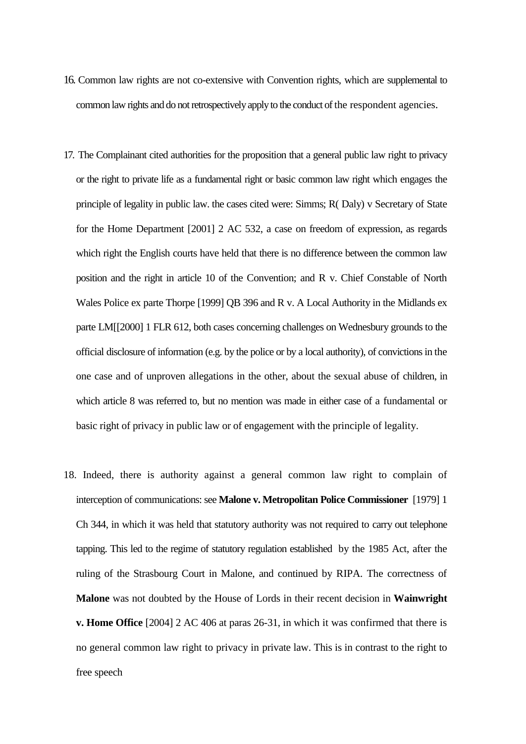16. Common law rights are not co-extensive with Convention rights, which are supplemental to common law rights and do not retrospectively apply to the conduct of the respondent agencies.

17. The Complainant cited authorities for the proposition that a general public law right to privacy or the right to private life as a fundamental right or basic common law right which engages the principle of legality in public law. the cases cited were: Simms; R( Daly) v Secretary of State for the Home Department [2001] 2 AC 532, a case on freedom of expression, as regards which right the English courts have held that there is no difference between the common law position and the right in article 10 of the Convention; and R v. Chief Constable of North Wales Police ex parte Thorpe [1999] QB 396 and R v. A Local Authority in the Midlands ex parte LM[[2000] 1 FLR 612, both cases concerning challenges on Wednesbury grounds to the official disclosure of information (e.g. by the police or by a local authority), of convictions in the one case and of unproven allegations in the other, about the sexual abuse of children, in which article 8 was referred to, but no mention was made in either case of a fundamental or basic right of privacy in public law or of engagement with the principle of legality.

18. Indeed, there is authority against a general common law right to complain of interception of communications: see **Malone v. Metropolitan Police Commissioner** [1979] 1 Ch 344, in which it was held that statutory authority was not required to carry out telephone tapping. This led to the regime of statutory regulation established by the 1985 Act, after the ruling of the Strasbourg Court in Malone, and continued by RIPA. The correctness of **Malone** was not doubted by the House of Lords in their recent decision in **Wainwright v. Home Office** [2004] 2 AC 406 at paras 26-31, in which it was confirmed that there is no general common law right to privacy in private law. This is in contrast to the right to free speech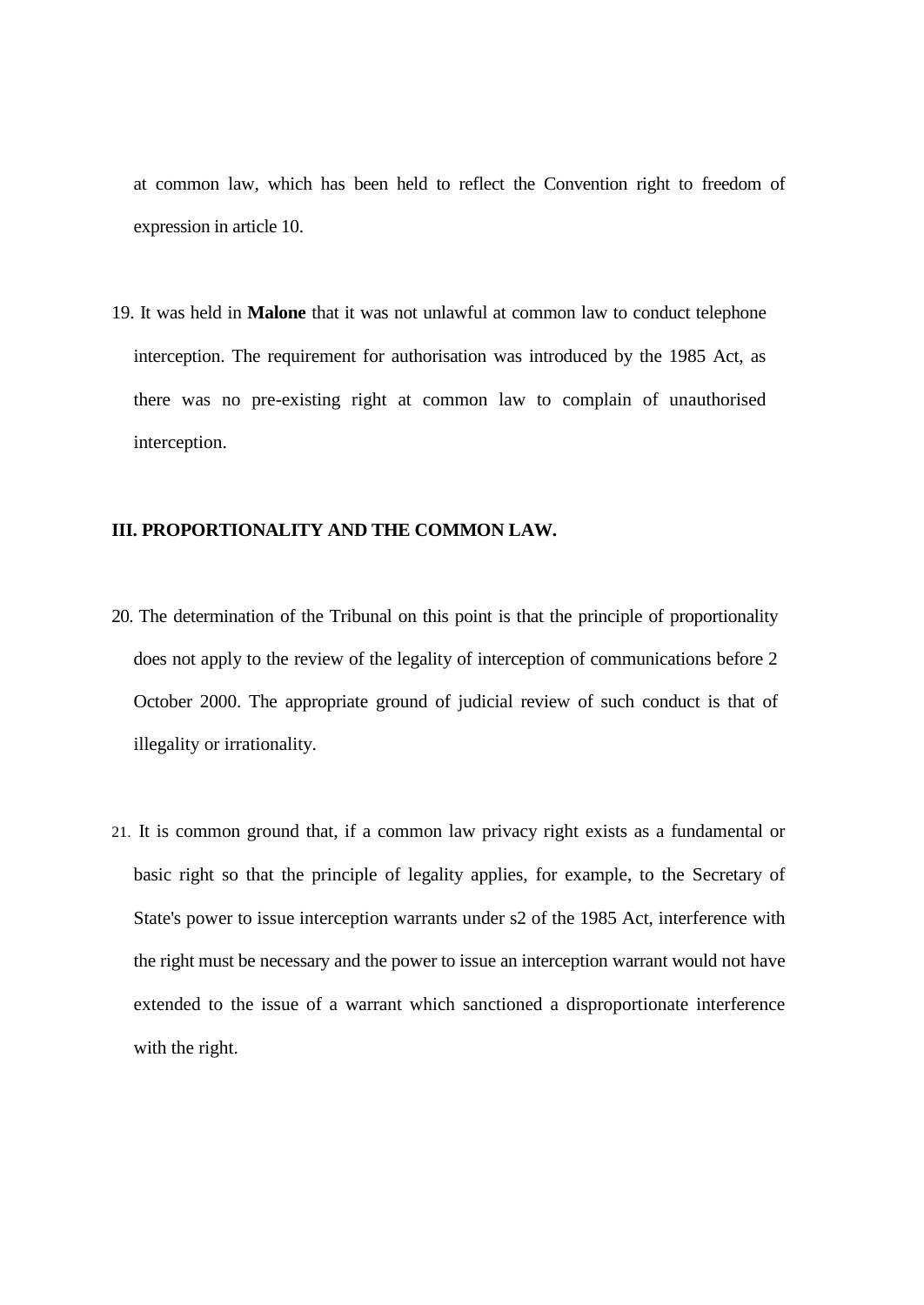at common law, which has been held to reflect the Convention right to freedom of expression in article 10.

19. It was held in **Malone** that it was not unlawful at common law to conduct telephone interception. The requirement for authorisation was introduced by the 1985 Act, as there was no pre-existing right at common law to complain of unauthorised interception.

**III. PROPORTIONALITY AND THE COMMON LAW.**

20. The determination of the Tribunal on this point is that the principle of proportionality does not apply to the review of the legality of interception of communications before 2 October 2000. The appropriate ground of judicial review of such conduct is that of illegality or irrationality.

21. It is common ground that, if a common law privacy right exists as a fundamental or basic right so that the principle of legality applies, for example, to the Secretary of State's power to issue interception warrants under s2 of the 1985 Act, interference with the right must be necessary and the power to issue an interception warrant would not have extended to the issue of a warrant which sanctioned a disproportionate interference with the right.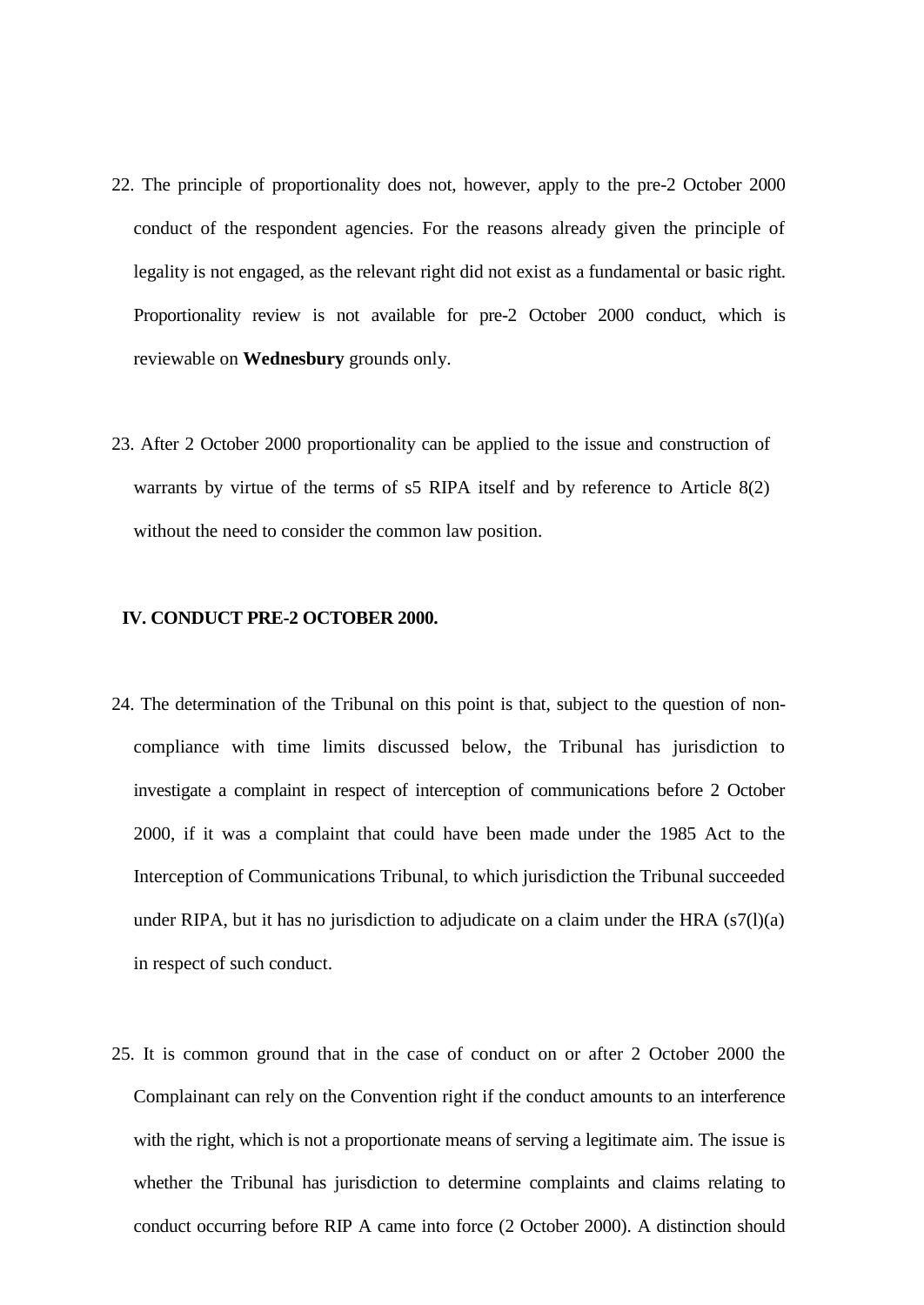22. The principle of proportionality does not, however, apply to the pre-2 October 2000 conduct of the respondent agencies. For the reasons already given the principle of legality is not engaged, as the relevant right did not exist as a fundamental or basic right. Proportionality review is not available for pre-2 October 2000 conduct, which is reviewable on **Wednesbury** grounds only.

23. After 2 October 2000 proportionality can be applied to the issue and construction of warrants by virtue of the terms of s5 RIPA itself and by reference to Article 8(2) without the need to consider the common law position.

**IV. CONDUCT PRE-2 OCTOBER 2000.**

24. The determination of the Tribunal on this point is that, subject to the question of non-compliance with time limits discussed below, the Tribunal has jurisdiction to investigate a complaint in respect of interception of communications before 2 October 2000, if it was a complaint that could have been made under the 1985 Act to the Interception of Communications Tribunal, to which jurisdiction the Tribunal succeeded under RIPA, but it has no jurisdiction to adjudicate on a claim under the HRA (s7(l)(a) in respect of such conduct.

25. It is common ground that in the case of conduct on or after 2 October 2000 the Complainant can rely on the Convention right if the conduct amounts to an interference with the right, which is not a proportionate means of serving a legitimate aim. The issue is whether the Tribunal has jurisdiction to determine complaints and claims relating to conduct occurring before RIP A came into force (2 October 2000). A distinction should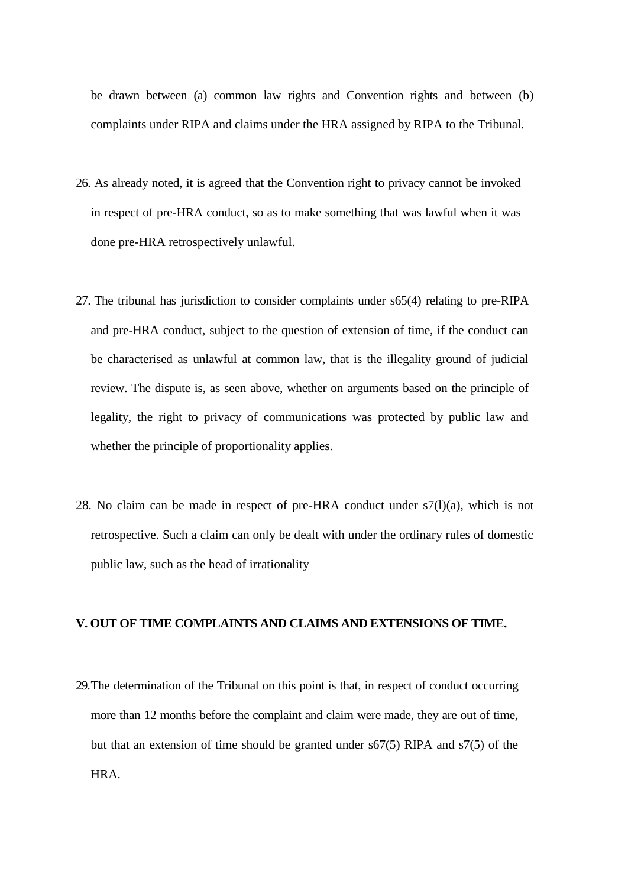be drawn between (a) common law rights and Convention rights and between (b) complaints under RIPA and claims under the HRA assigned by RIPA to the Tribunal.

26. As already noted, it is agreed that the Convention right to privacy cannot be invoked in respect of pre-HRA conduct, so as to make something that was lawful when it was done pre-HRA retrospectively unlawful.

27. The tribunal has jurisdiction to consider complaints under s65(4) relating to pre-RIPA and pre-HRA conduct, subject to the question of extension of time, if the conduct can be characterised as unlawful at common law, that is the illegality ground of judicial review. The dispute is, as seen above, whether on arguments based on the principle of legality, the right to privacy of communications was protected by public law and whether the principle of proportionality applies.

28. No claim can be made in respect of pre-HRA conduct under s7(l)(a), which is not retrospective. Such a claim can only be dealt with under the ordinary rules of domestic public law, such as the head of irrationality

**V. OUT OF TIME COMPLAINTS AND CLAIMS AND EXTENSIONS OF TIME.**

29. The determination of the Tribunal on this point is that, in respect of conduct occurring more than 12 months before the complaint and claim were made, they are out of time, but that an extension of time should be granted under s67(5) RIPA and s7(5) of the HRA.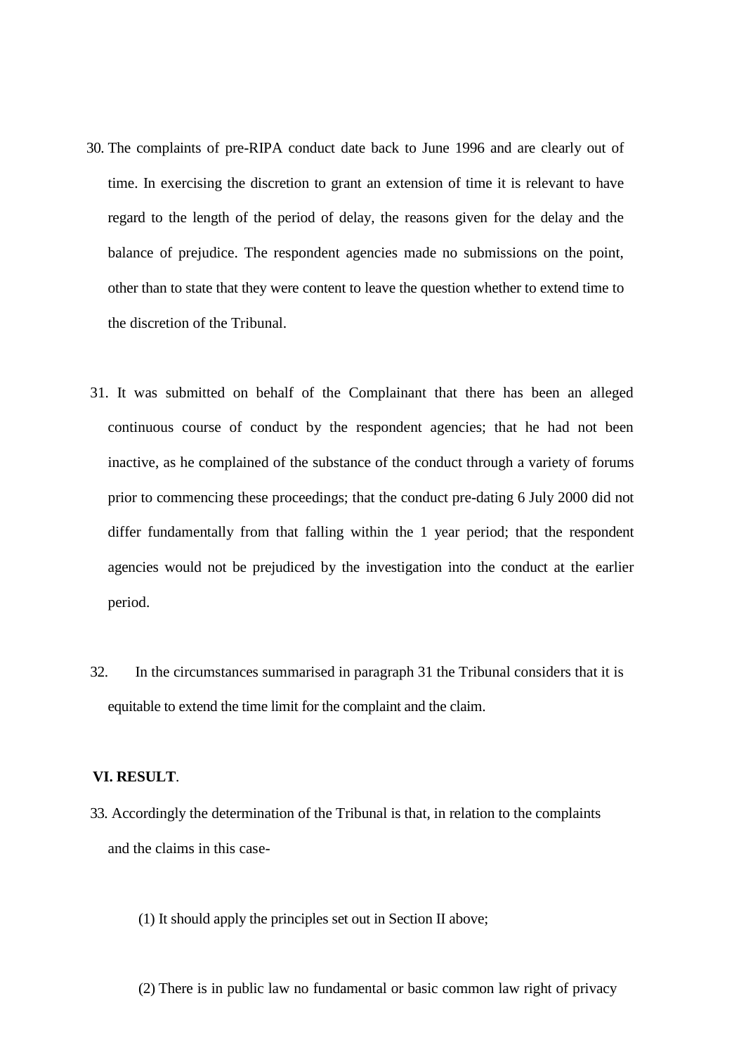30. The complaints of pre-RIPA conduct date back to June 1996 and are clearly out of time. In exercising the discretion to grant an extension of time it is relevant to have regard to the length of the period of delay, the reasons given for the delay and the balance of prejudice. The respondent agencies made no submissions on the point, other than to state that they were content to leave the question whether to extend time to the discretion of the Tribunal.

31. It was submitted on behalf of the Complainant that there has been an alleged continuous course of conduct by the respondent agencies; that he had not been inactive, as he complained of the substance of the conduct through a variety of forums prior to commencing these proceedings; that the conduct pre-dating 6 July 2000 did not differ fundamentally from that falling within the 1 year period; that the respondent agencies would not be prejudiced by the investigation into the conduct at the earlier period.

32. In the circumstances summarised in paragraph 31 the Tribunal considers that it is equitable to extend the time limit for the complaint and the claim.

**VI. RESULT**.

33. Accordingly the determination of the Tribunal is that, in relation to the complaints and the claims in this case-

(1) It should apply the principles set out in Section II above;

(2) There is in public law no fundamental or basic common law right of privacy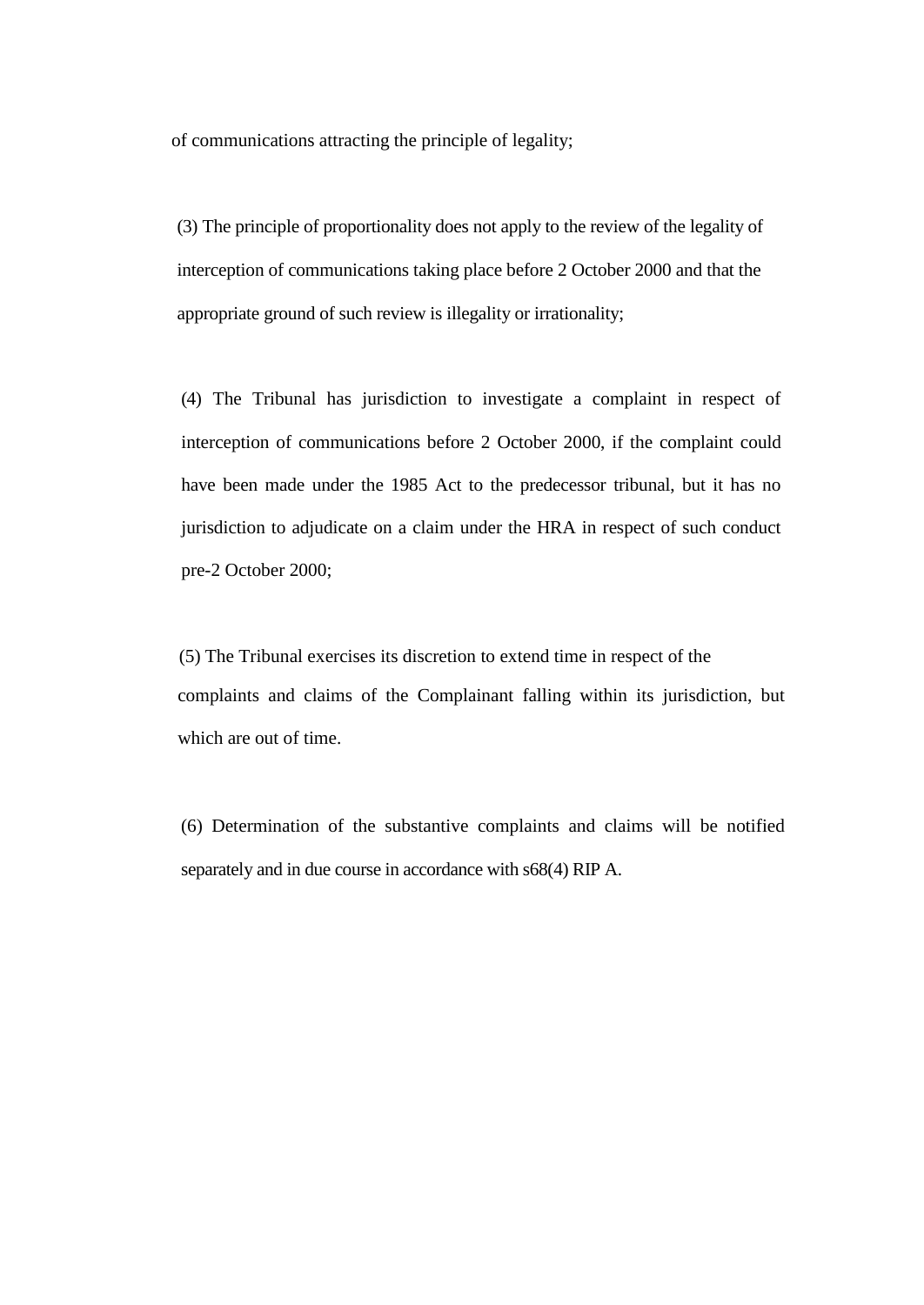of communications attracting the principle of legality;

(3) The principle of proportionality does not apply to the review of the legality of interception of communications taking place before 2 October 2000 and that the appropriate ground of such review is illegality or irrationality;

(4) The Tribunal has jurisdiction to investigate a complaint in respect of interception of communications before 2 October 2000, if the complaint could have been made under the 1985 Act to the predecessor tribunal, but it has no jurisdiction to adjudicate on a claim under the HRA in respect of such conduct pre-2 October 2000;

(5) The Tribunal exercises its discretion to extend time in respect of the complaints and claims of the Complainant falling within its jurisdiction, but which are out of time.

(6) Determination of the substantive complaints and claims will be notified separately and in due course in accordance with s68(4) RIP A.